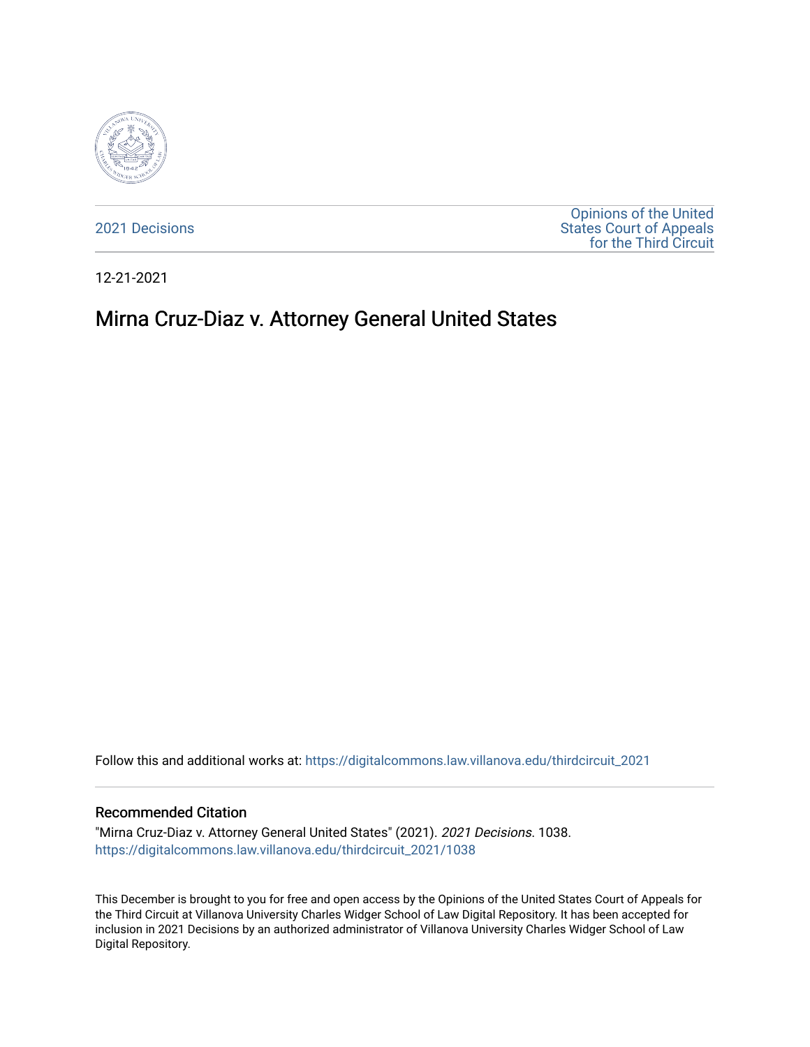2021 Decisions

Opinions of the United States Court of Appeals for the Third Circuit

12-21-2021

# Mirna Cruz-Diaz v. Attorney General United States

Follow this and additional works at: https://digitalcommons.law.villanova.edu/thirdcircuit_2021

## Recommended Citation

"Mirna Cruz-Diaz v. Attorney General United States" (2021). *2021 Decisions*. 1038.
https://digitalcommons.law.villanova.edu/thirdcircuit_2021/1038

This December is brought to you for free and open access by the Opinions of the United States Court of Appeals for the Third Circuit at Villanova University Charles Widger School of Law Digital Repository. It has been accepted for inclusion in 2021 Decisions by an authorized administrator of Villanova University Charles Widger School of Law Digital Repository.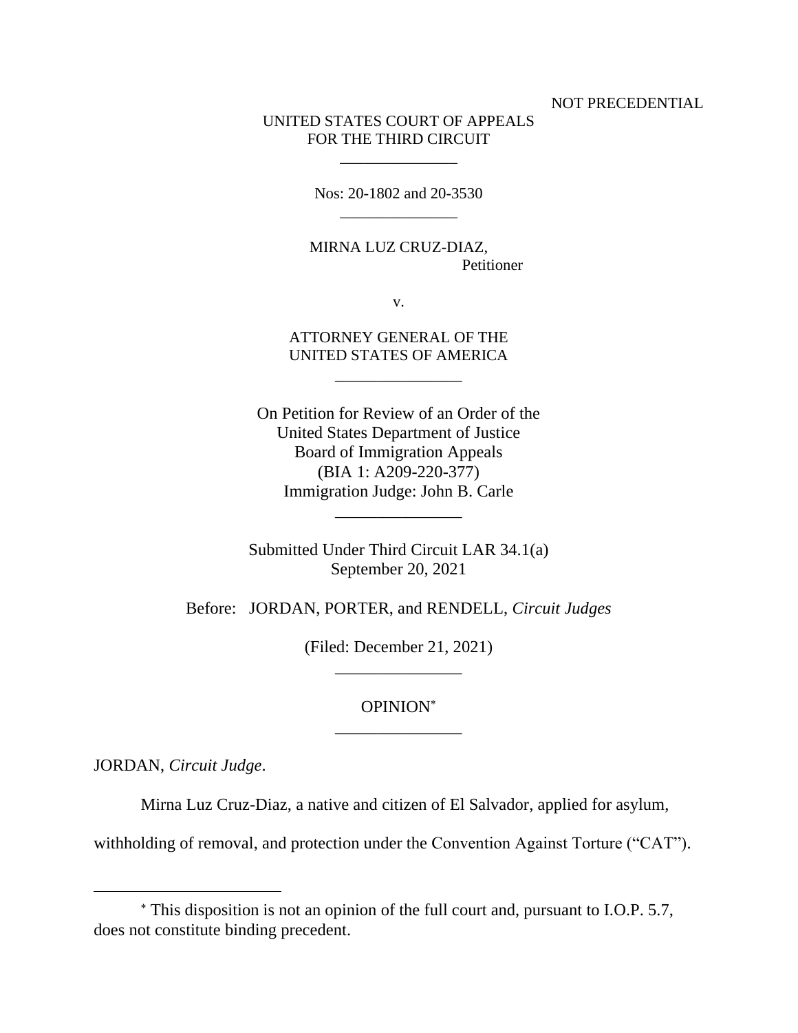NOT PRECEDENTIAL

UNITED STATES COURT OF APPEALS
FOR THE THIRD CIRCUIT

\_\_\_\_\_\_\_\_\_\_\_\_\_\_\_

Nos: 20-1802 and 20-3530

\_\_\_\_\_\_\_\_\_\_\_\_\_\_\_

MIRNA LUZ CRUZ-DIAZ,
Petitioner

v.

ATTORNEY GENERAL OF THE
UNITED STATES OF AMERICA

\_\_\_\_\_\_\_\_\_\_\_\_\_\_\_

On Petition for Review of an Order of the
United States Department of Justice
Board of Immigration Appeals
(BIA 1: A209-220-377)
Immigration Judge: John B. Carle

\_\_\_\_\_\_\_\_\_\_\_\_\_\_\_

Submitted Under Third Circuit LAR 34.1(a)
September 20, 2021

Before: JORDAN, PORTER, and RENDELL, *Circuit Judges*

(Filed: December 21, 2021)

\_\_\_\_\_\_\_\_\_\_\_\_\_\_\_

OPINION[*]

\_\_\_\_\_\_\_\_\_\_\_\_\_\_\_

JORDAN, *Circuit Judge*.

Mirna Luz Cruz-Diaz, a native and citizen of El Salvador, applied for asylum, withholding of removal, and protection under the Convention Against Torture ("CAT").

---

[*] This disposition is not an opinion of the full court and, pursuant to I.O.P. 5.7, does not constitute binding precedent.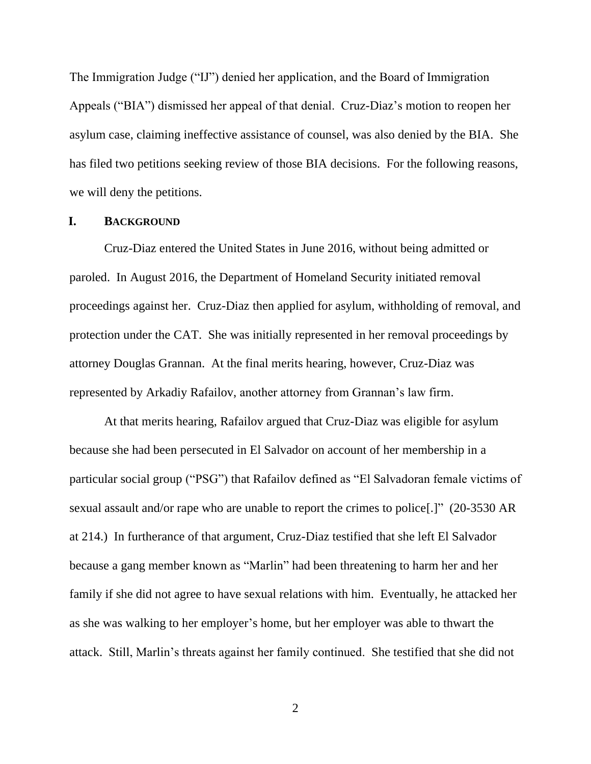The Immigration Judge ("IJ") denied her application, and the Board of Immigration Appeals ("BIA") dismissed her appeal of that denial. Cruz-Diaz's motion to reopen her asylum case, claiming ineffective assistance of counsel, was also denied by the BIA. She has filed two petitions seeking review of those BIA decisions. For the following reasons, we will deny the petitions.

## I. BACKGROUND

Cruz-Diaz entered the United States in June 2016, without being admitted or paroled. In August 2016, the Department of Homeland Security initiated removal proceedings against her. Cruz-Diaz then applied for asylum, withholding of removal, and protection under the CAT. She was initially represented in her removal proceedings by attorney Douglas Grannan. At the final merits hearing, however, Cruz-Diaz was represented by Arkadiy Rafailov, another attorney from Grannan's law firm.

At that merits hearing, Rafailov argued that Cruz-Diaz was eligible for asylum because she had been persecuted in El Salvador on account of her membership in a particular social group ("PSG") that Rafailov defined as "El Salvadoran female victims of sexual assault and/or rape who are unable to report the crimes to police[.]" (20-3530 AR at 214.) In furtherance of that argument, Cruz-Diaz testified that she left El Salvador because a gang member known as "Marlin" had been threatening to harm her and her family if she did not agree to have sexual relations with him. Eventually, he attacked her as she was walking to her employer's home, but her employer was able to thwart the attack. Still, Marlin's threats against her family continued. She testified that she did not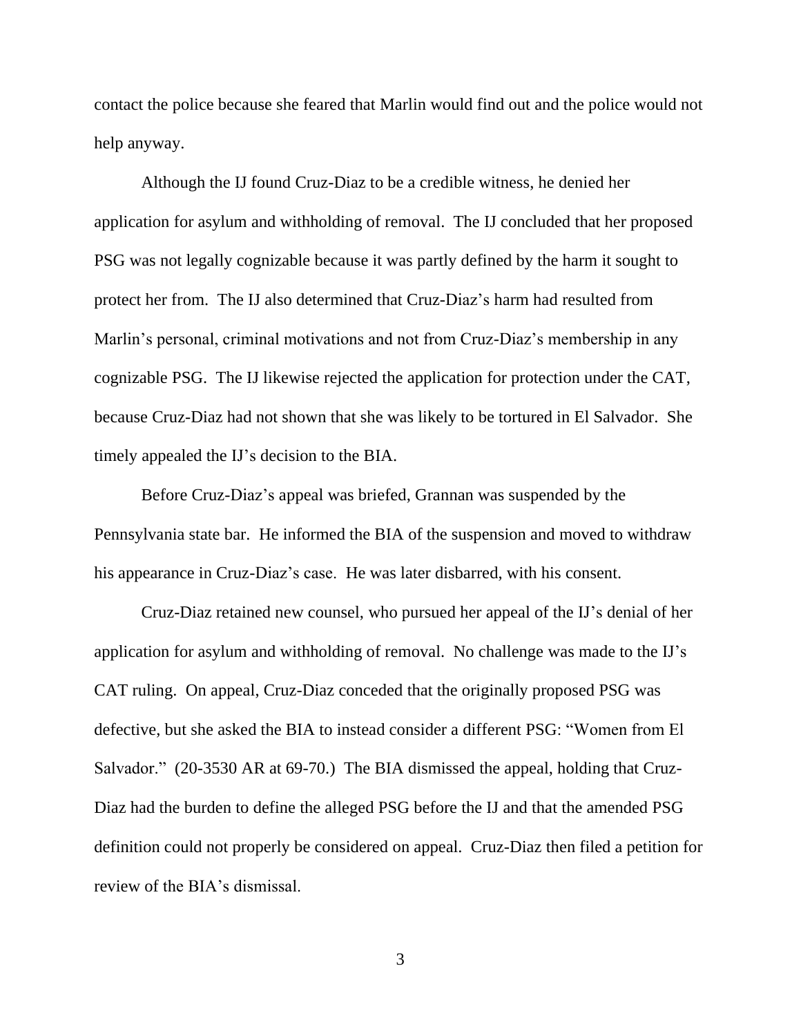contact the police because she feared that Marlin would find out and the police would not help anyway.

Although the IJ found Cruz-Diaz to be a credible witness, he denied her application for asylum and withholding of removal. The IJ concluded that her proposed PSG was not legally cognizable because it was partly defined by the harm it sought to protect her from. The IJ also determined that Cruz-Diaz's harm had resulted from Marlin's personal, criminal motivations and not from Cruz-Diaz's membership in any cognizable PSG. The IJ likewise rejected the application for protection under the CAT, because Cruz-Diaz had not shown that she was likely to be tortured in El Salvador. She timely appealed the IJ's decision to the BIA.

Before Cruz-Diaz's appeal was briefed, Grannan was suspended by the Pennsylvania state bar. He informed the BIA of the suspension and moved to withdraw his appearance in Cruz-Diaz's case. He was later disbarred, with his consent.

Cruz-Diaz retained new counsel, who pursued her appeal of the IJ's denial of her application for asylum and withholding of removal. No challenge was made to the IJ's CAT ruling. On appeal, Cruz-Diaz conceded that the originally proposed PSG was defective, but she asked the BIA to instead consider a different PSG: "Women from El Salvador." (20-3530 AR at 69-70.) The BIA dismissed the appeal, holding that Cruz-Diaz had the burden to define the alleged PSG before the IJ and that the amended PSG definition could not properly be considered on appeal. Cruz-Diaz then filed a petition for review of the BIA's dismissal.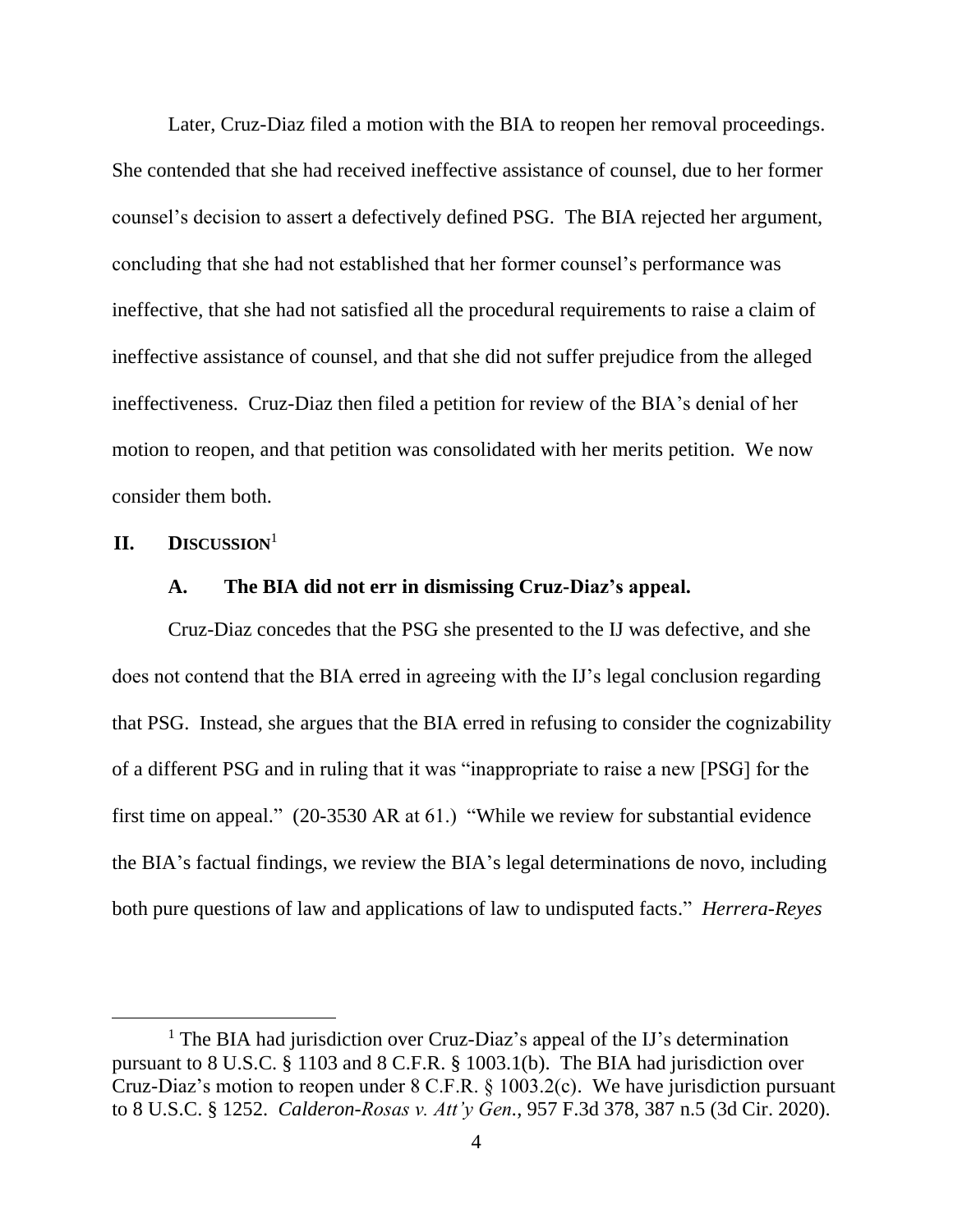Later, Cruz-Diaz filed a motion with the BIA to reopen her removal proceedings. She contended that she had received ineffective assistance of counsel, due to her former counsel's decision to assert a defectively defined PSG. The BIA rejected her argument, concluding that she had not established that her former counsel's performance was ineffective, that she had not satisfied all the procedural requirements to raise a claim of ineffective assistance of counsel, and that she did not suffer prejudice from the alleged ineffectiveness. Cruz-Diaz then filed a petition for review of the BIA's denial of her motion to reopen, and that petition was consolidated with her merits petition. We now consider them both.

## II. DISCUSSION[1]

### A. The BIA did not err in dismissing Cruz-Diaz's appeal.

Cruz-Diaz concedes that the PSG she presented to the IJ was defective, and she does not contend that the BIA erred in agreeing with the IJ's legal conclusion regarding that PSG. Instead, she argues that the BIA erred in refusing to consider the cognizability of a different PSG and in ruling that it was "inappropriate to raise a new [PSG] for the first time on appeal." (20-3530 AR at 61.) "While we review for substantial evidence the BIA's factual findings, we review the BIA's legal determinations de novo, including both pure questions of law and applications of law to undisputed facts." *Herrera-Reyes*

---

[1] The BIA had jurisdiction over Cruz-Diaz's appeal of the IJ's determination pursuant to 8 U.S.C. § 1103 and 8 C.F.R. § 1003.1(b). The BIA had jurisdiction over Cruz-Diaz's motion to reopen under 8 C.F.R. § 1003.2(c). We have jurisdiction pursuant to 8 U.S.C. § 1252. *Calderon-Rosas v. Att'y Gen.*, 957 F.3d 378, 387 n.5 (3d Cir. 2020).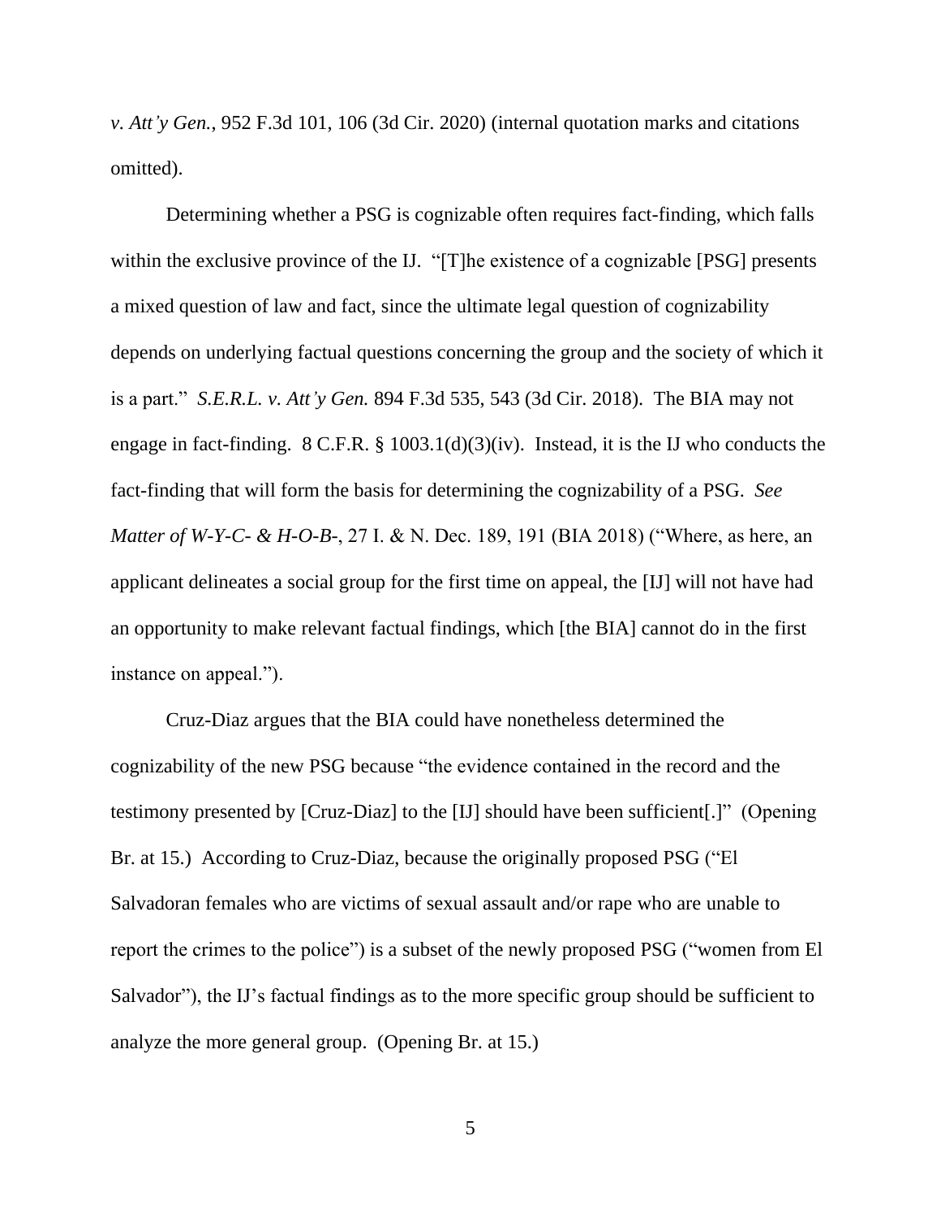*v. Att'y Gen.*, 952 F.3d 101, 106 (3d Cir. 2020) (internal quotation marks and citations omitted).

Determining whether a PSG is cognizable often requires fact-finding, which falls within the exclusive province of the IJ. "[T]he existence of a cognizable [PSG] presents a mixed question of law and fact, since the ultimate legal question of cognizability depends on underlying factual questions concerning the group and the society of which it is a part." *S.E.R.L. v. Att'y Gen.* 894 F.3d 535, 543 (3d Cir. 2018). The BIA may not engage in fact-finding. 8 C.F.R. § 1003.1(d)(3)(iv). Instead, it is the IJ who conducts the fact-finding that will form the basis for determining the cognizability of a PSG. *See Matter of W-Y-C- & H-O-B-*, 27 I. & N. Dec. 189, 191 (BIA 2018) ("Where, as here, an applicant delineates a social group for the first time on appeal, the [IJ] will not have had an opportunity to make relevant factual findings, which [the BIA] cannot do in the first instance on appeal.").

Cruz-Diaz argues that the BIA could have nonetheless determined the cognizability of the new PSG because "the evidence contained in the record and the testimony presented by [Cruz-Diaz] to the [IJ] should have been sufficient[.]" (Opening Br. at 15.) According to Cruz-Diaz, because the originally proposed PSG ("El Salvadoran females who are victims of sexual assault and/or rape who are unable to report the crimes to the police") is a subset of the newly proposed PSG ("women from El Salvador"), the IJ's factual findings as to the more specific group should be sufficient to analyze the more general group. (Opening Br. at 15.)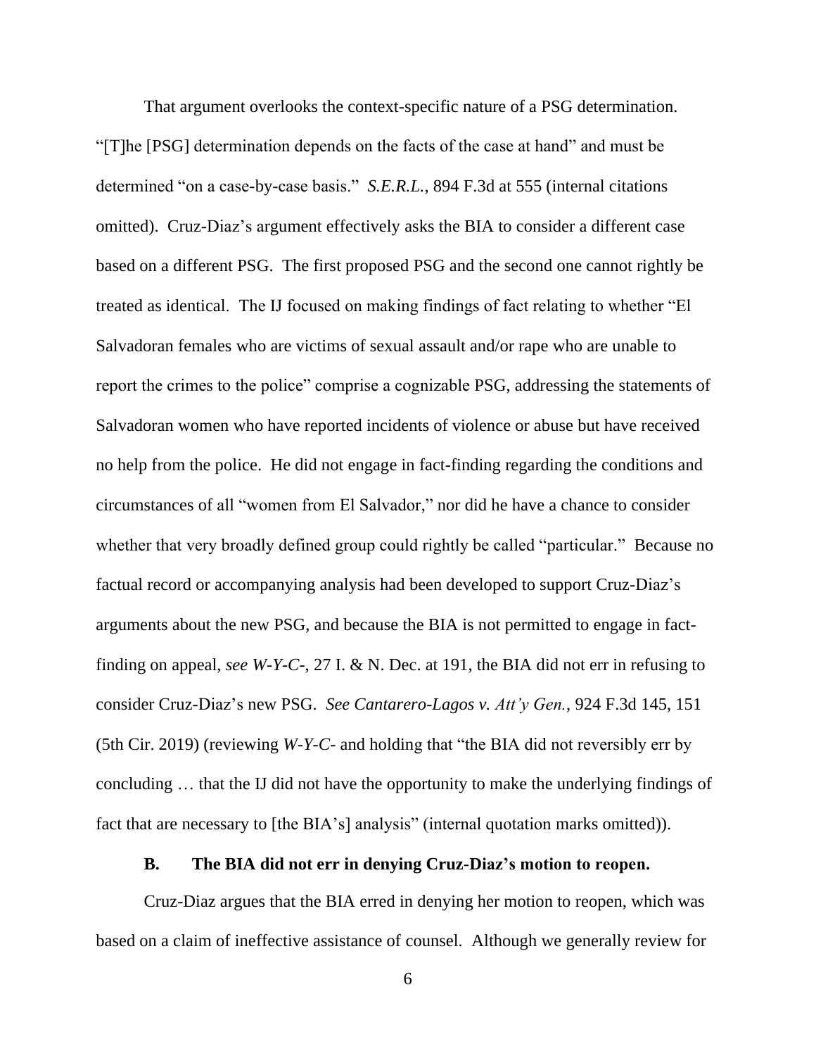That argument overlooks the context-specific nature of a PSG determination. "[T]he [PSG] determination depends on the facts of the case at hand" and must be determined "on a case-by-case basis." *S.E.R.L.*, 894 F.3d at 555 (internal citations omitted). Cruz-Diaz's argument effectively asks the BIA to consider a different case based on a different PSG. The first proposed PSG and the second one cannot rightly be treated as identical. The IJ focused on making findings of fact relating to whether "El Salvadoran females who are victims of sexual assault and/or rape who are unable to report the crimes to the police" comprise a cognizable PSG, addressing the statements of Salvadoran women who have reported incidents of violence or abuse but have received no help from the police. He did not engage in fact-finding regarding the conditions and circumstances of all "women from El Salvador," nor did he have a chance to consider whether that very broadly defined group could rightly be called "particular." Because no factual record or accompanying analysis had been developed to support Cruz-Diaz's arguments about the new PSG, and because the BIA is not permitted to engage in fact-finding on appeal, *see W-Y-C-*, 27 I. & N. Dec. at 191, the BIA did not err in refusing to consider Cruz-Diaz's new PSG. *See Cantarero-Lagos v. Att'y Gen.*, 924 F.3d 145, 151 (5th Cir. 2019) (reviewing *W-Y-C-* and holding that "the BIA did not reversibly err by concluding … that the IJ did not have the opportunity to make the underlying findings of fact that are necessary to [the BIA's] analysis" (internal quotation marks omitted)).

### B. The BIA did not err in denying Cruz-Diaz's motion to reopen.

Cruz-Diaz argues that the BIA erred in denying her motion to reopen, which was based on a claim of ineffective assistance of counsel. Although we generally review for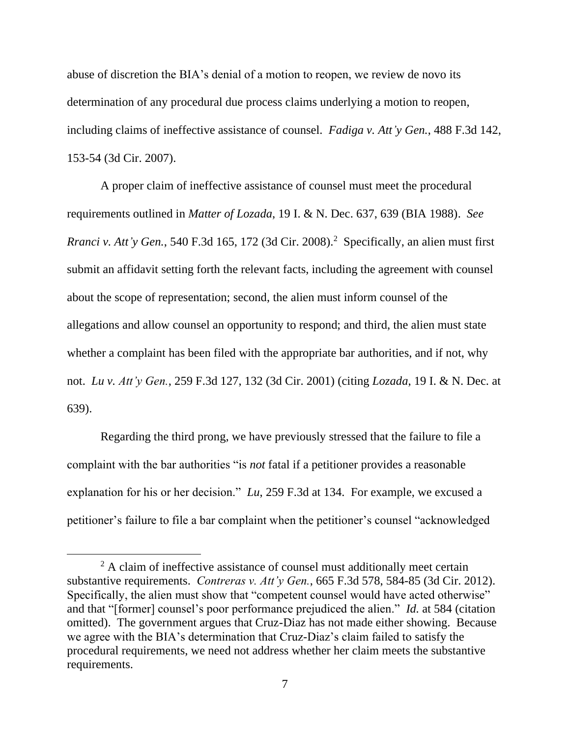abuse of discretion the BIA's denial of a motion to reopen, we review de novo its determination of any procedural due process claims underlying a motion to reopen, including claims of ineffective assistance of counsel. *Fadiga v. Att'y Gen.*, 488 F.3d 142, 153-54 (3d Cir. 2007).

A proper claim of ineffective assistance of counsel must meet the procedural requirements outlined in *Matter of Lozada*, 19 I. & N. Dec. 637, 639 (BIA 1988). *See Rranci v. Att'y Gen.*, 540 F.3d 165, 172 (3d Cir. 2008).[2] Specifically, an alien must first submit an affidavit setting forth the relevant facts, including the agreement with counsel about the scope of representation; second, the alien must inform counsel of the allegations and allow counsel an opportunity to respond; and third, the alien must state whether a complaint has been filed with the appropriate bar authorities, and if not, why not. *Lu v. Att'y Gen.*, 259 F.3d 127, 132 (3d Cir. 2001) (citing *Lozada*, 19 I. & N. Dec. at 639).

Regarding the third prong, we have previously stressed that the failure to file a complaint with the bar authorities "is *not* fatal if a petitioner provides a reasonable explanation for his or her decision." *Lu*, 259 F.3d at 134. For example, we excused a petitioner's failure to file a bar complaint when the petitioner's counsel "acknowledged

[2] A claim of ineffective assistance of counsel must additionally meet certain substantive requirements. *Contreras v. Att'y Gen.*, 665 F.3d 578, 584-85 (3d Cir. 2012). Specifically, the alien must show that "competent counsel would have acted otherwise" and that "[former] counsel's poor performance prejudiced the alien." *Id.* at 584 (citation omitted). The government argues that Cruz-Diaz has not made either showing. Because we agree with the BIA's determination that Cruz-Diaz's claim failed to satisfy the procedural requirements, we need not address whether her claim meets the substantive requirements.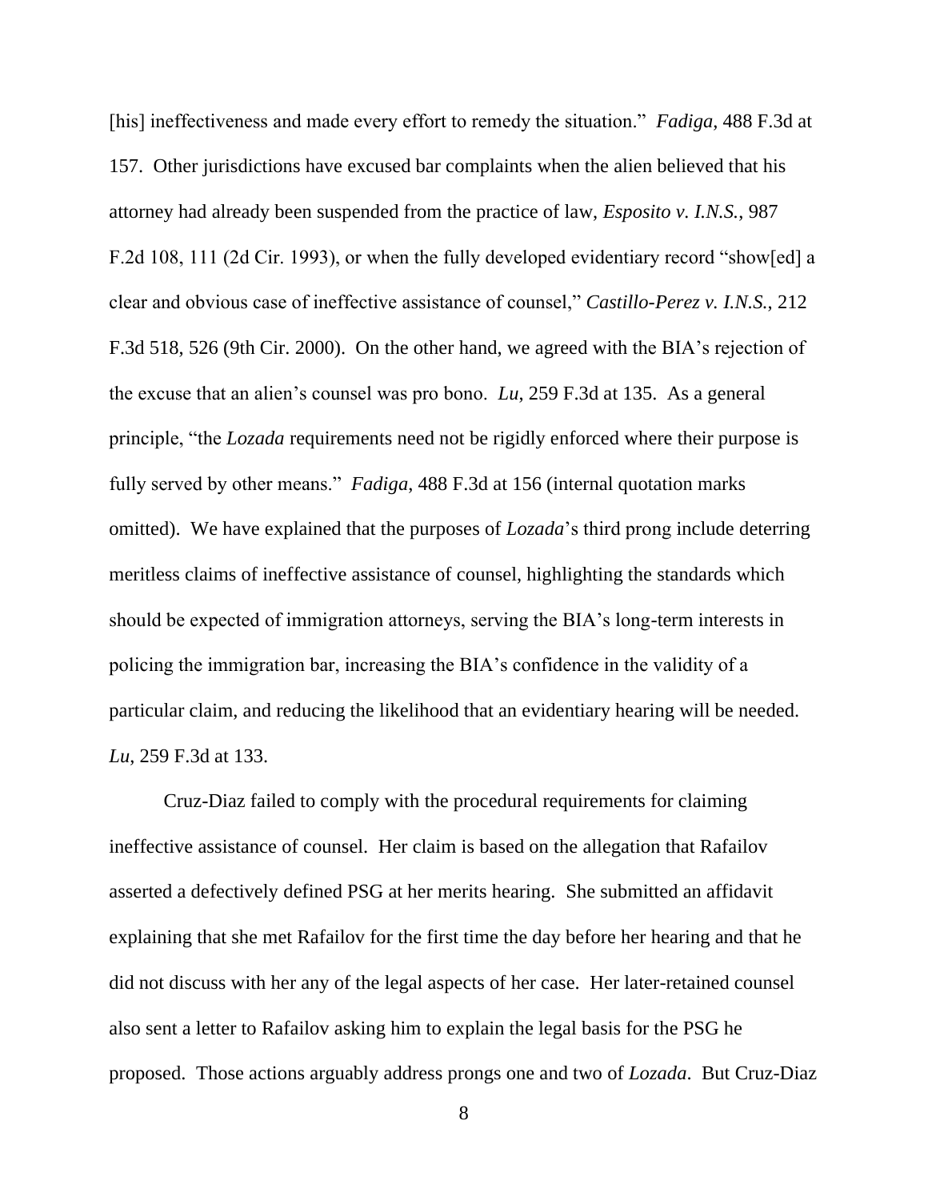[his] ineffectiveness and made every effort to remedy the situation." *Fadiga*, 488 F.3d at 157. Other jurisdictions have excused bar complaints when the alien believed that his attorney had already been suspended from the practice of law, *Esposito v. I.N.S.*, 987 F.2d 108, 111 (2d Cir. 1993), or when the fully developed evidentiary record "show[ed] a clear and obvious case of ineffective assistance of counsel," *Castillo-Perez v. I.N.S.*, 212 F.3d 518, 526 (9th Cir. 2000). On the other hand, we agreed with the BIA's rejection of the excuse that an alien's counsel was pro bono. *Lu*, 259 F.3d at 135. As a general principle, "the *Lozada* requirements need not be rigidly enforced where their purpose is fully served by other means." *Fadiga*, 488 F.3d at 156 (internal quotation marks omitted). We have explained that the purposes of *Lozada*'s third prong include deterring meritless claims of ineffective assistance of counsel, highlighting the standards which should be expected of immigration attorneys, serving the BIA's long-term interests in policing the immigration bar, increasing the BIA's confidence in the validity of a particular claim, and reducing the likelihood that an evidentiary hearing will be needed. *Lu*, 259 F.3d at 133.

Cruz-Diaz failed to comply with the procedural requirements for claiming ineffective assistance of counsel. Her claim is based on the allegation that Rafailov asserted a defectively defined PSG at her merits hearing. She submitted an affidavit explaining that she met Rafailov for the first time the day before her hearing and that he did not discuss with her any of the legal aspects of her case. Her later-retained counsel also sent a letter to Rafailov asking him to explain the legal basis for the PSG he proposed. Those actions arguably address prongs one and two of *Lozada*. But Cruz-Diaz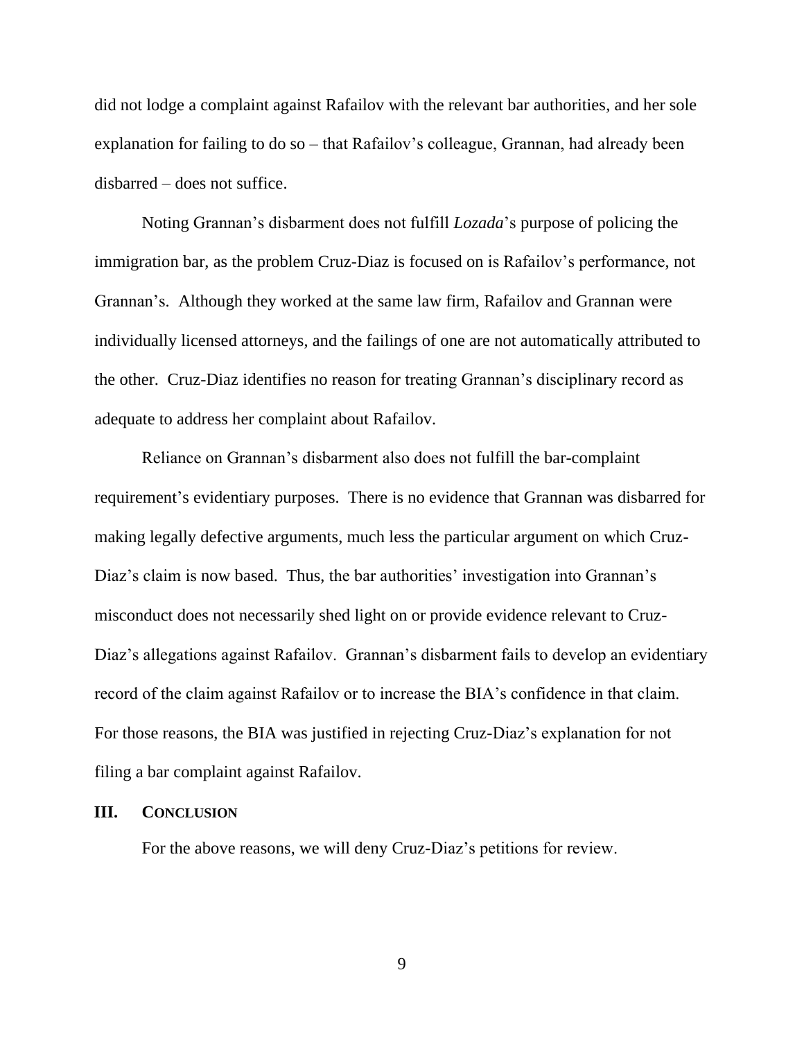did not lodge a complaint against Rafailov with the relevant bar authorities, and her sole explanation for failing to do so – that Rafailov's colleague, Grannan, had already been disbarred – does not suffice.

Noting Grannan's disbarment does not fulfill *Lozada*'s purpose of policing the immigration bar, as the problem Cruz-Diaz is focused on is Rafailov's performance, not Grannan's. Although they worked at the same law firm, Rafailov and Grannan were individually licensed attorneys, and the failings of one are not automatically attributed to the other. Cruz-Diaz identifies no reason for treating Grannan's disciplinary record as adequate to address her complaint about Rafailov.

Reliance on Grannan's disbarment also does not fulfill the bar-complaint requirement's evidentiary purposes. There is no evidence that Grannan was disbarred for making legally defective arguments, much less the particular argument on which Cruz-Diaz's claim is now based. Thus, the bar authorities' investigation into Grannan's misconduct does not necessarily shed light on or provide evidence relevant to Cruz-Diaz's allegations against Rafailov. Grannan's disbarment fails to develop an evidentiary record of the claim against Rafailov or to increase the BIA's confidence in that claim. For those reasons, the BIA was justified in rejecting Cruz-Diaz's explanation for not filing a bar complaint against Rafailov.

## III. CONCLUSION

For the above reasons, we will deny Cruz-Diaz's petitions for review.